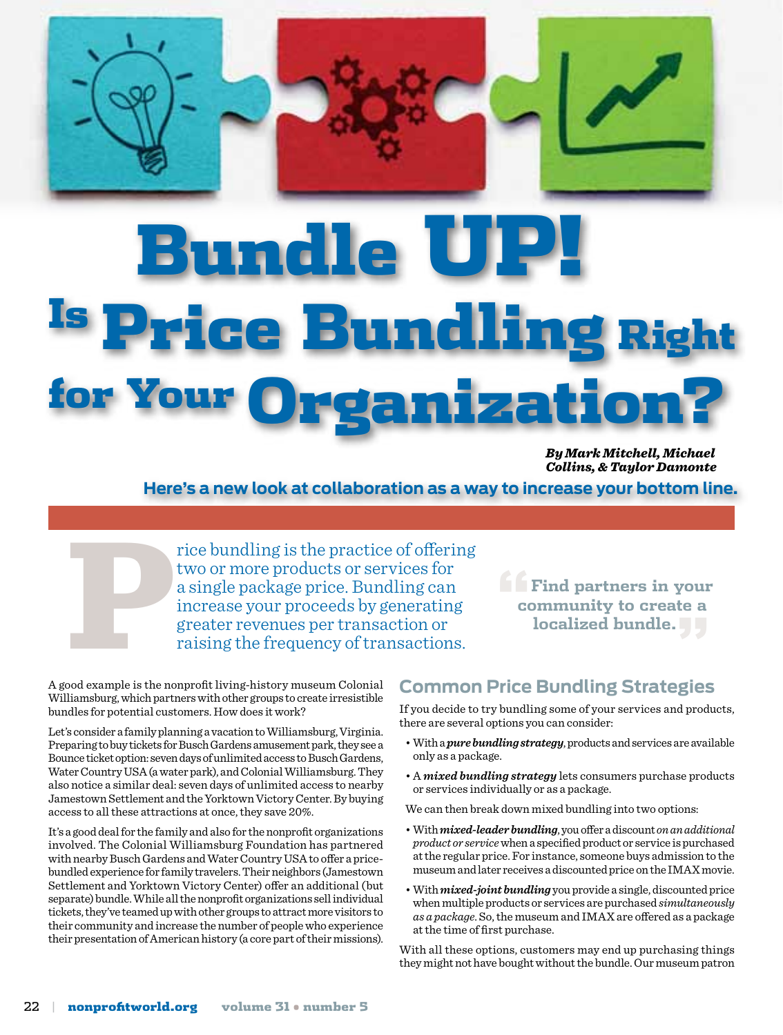# Bundle UP! Is Price Bundling Right for Your Organization?

***By Mark Mitchell, Michael Collins, & Taylor Damonte***

**Here's a new look at collaboration as a way to increase your bottom line.**

Price bundling is the practice of offering two or more products or services for a single package price. Bundling can increase your proceeds by generating greater revenues per transaction or raising the frequency of transactions.

> **Find partners in your community to create a localized bundle.**

A good example is the nonprofit living-history museum Colonial Williamsburg, which partners with other groups to create irresistible bundles for potential customers. How does it work?

Let's consider a family planning a vacation to Williamsburg, Virginia. Preparing to buy tickets for Busch Gardens amusement park, they see a Bounce ticket option: seven days of unlimited access to Busch Gardens, Water Country USA (a water park), and Colonial Williamsburg. They also notice a similar deal: seven days of unlimited access to nearby Jamestown Settlement and the Yorktown Victory Center. By buying access to all these attractions at once, they save 20%.

It's a good deal for the family and also for the nonprofit organizations involved. The Colonial Williamsburg Foundation has partnered with nearby Busch Gardens and Water Country USA to offer a price-bundled experience for family travelers. Their neighbors (Jamestown Settlement and Yorktown Victory Center) offer an additional (but separate) bundle. While all the nonprofit organizations sell individual tickets, they've teamed up with other groups to attract more visitors to their community and increase the number of people who experience their presentation of American history (a core part of their missions).

## Common Price Bundling Strategies

If you decide to try bundling some of your services and products, there are several options you can consider:

- With a ***pure bundling strategy***, products and services are available only as a package.
- A ***mixed bundling strategy*** lets consumers purchase products or services individually or as a package.

We can then break down mixed bundling into two options:

- With ***mixed-leader bundling***, you offer a discount *on an additional product or service* when a specified product or service is purchased at the regular price. For instance, someone buys admission to the museum and later receives a discounted price on the IMAX movie.
- With ***mixed-joint bundling*** you provide a single, discounted price when multiple products or services are purchased *simultaneously as a package*. So, the museum and IMAX are offered as a package at the time of first purchase.

With all these options, customers may end up purchasing things they might not have bought without the bundle. Our museum patron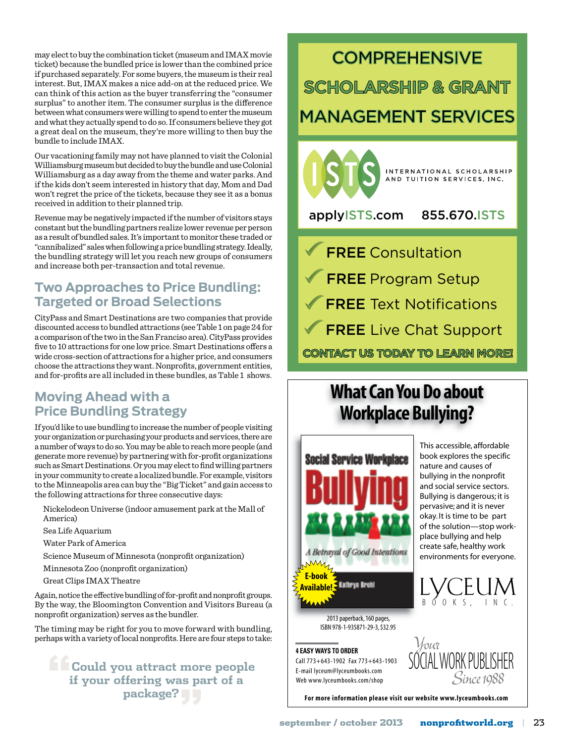may elect to buy the combination ticket (museum and IMAX movie ticket) because the bundled price is lower than the combined price if purchased separately. For some buyers, the museum is their real interest. But, IMAX makes a nice add-on at the reduced price. We can think of this action as the buyer transferring the "consumer surplus" to another item. The consumer surplus is the difference between what consumers were willing to spend to enter the museum and what they actually spend to do so. If consumers believe they got a great deal on the museum, they're more willing to then buy the bundle to include IMAX.

Our vacationing family may not have planned to visit the Colonial Williamsburg museum but decided to buy the bundle and use Colonial Williamsburg as a day away from the theme and water parks. And if the kids don't seem interested in history that day, Mom and Dad won't regret the price of the tickets, because they see it as a bonus received in addition to their planned trip.

Revenue may be negatively impacted if the number of visitors stays constant but the bundling partners realize lower revenue per person as a result of bundled sales. It's important to monitor these traded or "cannibalized" sales when following a price bundling strategy. Ideally, the bundling strategy will let you reach new groups of consumers and increase both per-transaction and total revenue.

## Two Approaches to Price Bundling: Targeted or Broad Selections

CityPass and Smart Destinations are two companies that provide discounted access to bundled attractions (see Table 1 on page 24 for a comparison of the two in the San Francisco area). CityPass provides five to 10 attractions for one low price. Smart Destinations offers a wide cross-section of attractions for a higher price, and consumers choose the attractions they want. Nonprofits, government entities, and for-profits are all included in these bundles, as Table 1 shows.

## Moving Ahead with a Price Bundling Strategy

If you'd like to use bundling to increase the number of people visiting your organization or purchasing your products and services, there are a number of ways to do so. You may be able to reach more people (and generate more revenue) by partnering with for-profit organizations such as Smart Destinations. Or you may elect to find willing partners in your community to create a localized bundle. For example, visitors to the Minneapolis area can buy the "Big Ticket" and gain access to the following attractions for three consecutive days:

- Nickelodeon Universe (indoor amusement park at the Mall of America)
- Sea Life Aquarium
- Water Park of America
- Science Museum of Minnesota (nonprofit organization)
- Minnesota Zoo (nonprofit organization)
- Great Clips IMAX Theatre

Again, notice the effective bundling of for-profit and nonprofit groups. By the way, the Bloomington Convention and Visitors Bureau (a nonprofit organization) serves as the bundler.

The timing may be right for you to move forward with bundling, perhaps with a variety of local nonprofits. Here are four steps to take:

> "Could you attract more people if your offering was part of a package?"

---

**COMPREHENSIVE SCHOLARSHIP & GRANT MANAGEMENT SERVICES**

ISTS — INTERNATIONAL SCHOLARSHIP AND TUITION SERVICES, INC.

applyISTS.com 855.670.ISTS

- FREE Consultation
- FREE Program Setup
- FREE Text Notifications
- FREE Live Chat Support

**CONTACT US TODAY TO LEARN MORE!**

---

**What Can You Do about Workplace Bullying?**

*Social Service Workplace Bullying: A Betrayal of Good Intentions* — Kathryn Brohl. E-book Available!

This accessible, affordable book explores the specific nature and causes of bullying in the nonprofit and social service sectors. Bullying is dangerous; it is pervasive; and it is never okay. It is time to be part of the solution—stop workplace bullying and help create safe, healthy work environments for everyone.

2013 paperback, 160 pages, ISBN 978-1-935871-29-3, $32.95

**4 EASY WAYS TO ORDER**
Call 773+643-1902 Fax 773+643-1903
E-mail lyceum@lyceumbooks.com
Web www.lyceumbooks.com/shop

LYCEUM BOOKS, INC. — Your SOCIAL WORK PUBLISHER Since 1988

**For more information please visit our website www.lyceumbooks.com**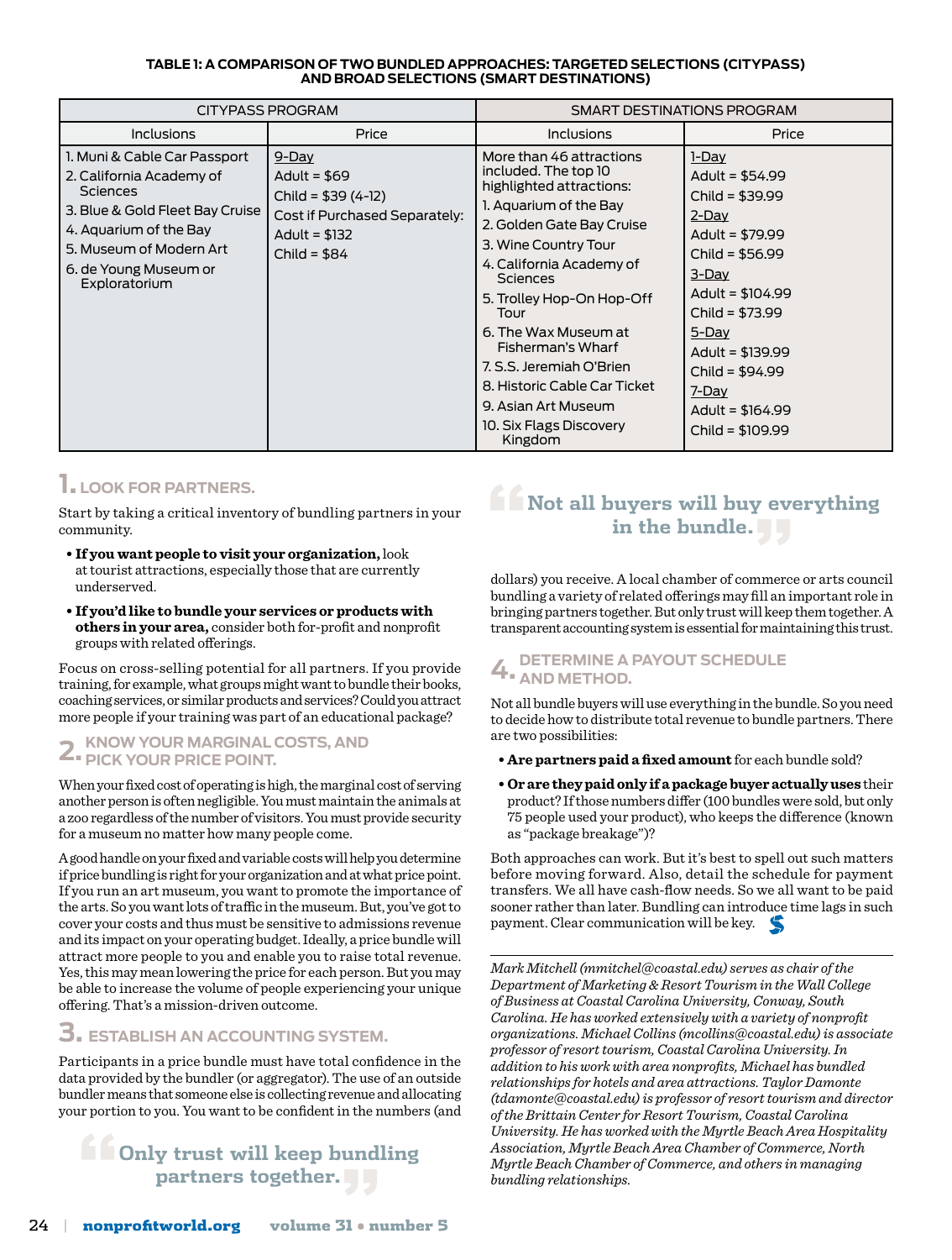**TABLE 1: A COMPARISON OF TWO BUNDLED APPROACHES: TARGETED SELECTIONS (CITYPASS) AND BROAD SELECTIONS (SMART DESTINATIONS)**

| CITYPASS PROGRAM | | SMART DESTINATIONS PROGRAM | |
|---|---|---|---|
| Inclusions | Price | Inclusions | Price |
| 1. Muni & Cable Car Passport<br>2. California Academy of Sciences<br>3. Blue & Gold Fleet Bay Cruise<br>4. Aquarium of the Bay<br>5. Museum of Modern Art<br>6. de Young Museum or Exploratorium | 9-Day<br>Adult = $69<br>Child = $39 (4-12)<br>Cost if Purchased Separately:<br>Adult = $132<br>Child = $84 | More than 46 attractions included. The top 10 highlighted attractions:<br>1. Aquarium of the Bay<br>2. Golden Gate Bay Cruise<br>3. Wine Country Tour<br>4. California Academy of Sciences<br>5. Trolley Hop-On Hop-Off Tour<br>6. The Wax Museum at Fisherman's Wharf<br>7. S.S. Jeremiah O'Brien<br>8. Historic Cable Car Ticket<br>9. Asian Art Museum<br>10. Six Flags Discovery Kingdom | 1-Day<br>Adult = $54.99<br>Child = $39.99<br>2-Day<br>Adult = $79.99<br>Child = $56.99<br>3-Day<br>Adult = $104.99<br>Child = $73.99<br>5-Day<br>Adult = $139.99<br>Child = $94.99<br>7-Day<br>Adult = $164.99<br>Child = $109.99 |

## 1. LOOK FOR PARTNERS.

Start by taking a critical inventory of bundling partners in your community.

- **If you want people to visit your organization,** look at tourist attractions, especially those that are currently underserved.
- **If you'd like to bundle your services or products with others in your area,** consider both for-profit and nonprofit groups with related offerings.

Focus on cross-selling potential for all partners. If you provide training, for example, what groups might want to bundle their books, coaching services, or similar products and services? Could you attract more people if your training was part of an educational package?

## 2. KNOW YOUR MARGINAL COSTS, AND PICK YOUR PRICE POINT.

When your fixed cost of operating is high, the marginal cost of serving another person is often negligible. You must maintain the animals at a zoo regardless of the number of visitors. You must provide security for a museum no matter how many people come.

A good handle on your fixed and variable costs will help you determine if price bundling is right for your organization and at what price point. If you run an art museum, you want to promote the importance of the arts. So you want lots of traffic in the museum. But, you've got to cover your costs and thus must be sensitive to admissions revenue and its impact on your operating budget. Ideally, a price bundle will attract more people to you and enable you to raise total revenue. Yes, this may mean lowering the price for each person. But you may be able to increase the volume of people experiencing your unique offering. That's a mission-driven outcome.

## 3. ESTABLISH AN ACCOUNTING SYSTEM.

Participants in a price bundle must have total confidence in the data provided by the bundler (or aggregator). The use of an outside bundler means that someone else is collecting revenue and allocating your portion to you. You want to be confident in the numbers (and dollars) you receive. A local chamber of commerce or arts council bundling a variety of related offerings may fill an important role in bringing partners together. But only trust will keep them together. A transparent accounting system is essential for maintaining this trust.

> "Only trust will keep bundling partners together."

> "Not all buyers will buy everything in the bundle."

## 4. DETERMINE A PAYOUT SCHEDULE AND METHOD.

Not all bundle buyers will use everything in the bundle. So you need to decide how to distribute total revenue to bundle partners. There are two possibilities:

- **Are partners paid a fixed amount** for each bundle sold?
- **Or are they paid only if a package buyer actually uses** their product? If those numbers differ (100 bundles were sold, but only 75 people used your product), who keeps the difference (known as "package breakage")?

Both approaches can work. But it's best to spell out such matters before moving forward. Also, detail the schedule for payment transfers. We all have cash-flow needs. So we all want to be paid sooner rather than later. Bundling can introduce time lags in such payment. Clear communication will be key.

---

*Mark Mitchell (mmitchel@coastal.edu) serves as chair of the Department of Marketing & Resort Tourism in the Wall College of Business at Coastal Carolina University, Conway, South Carolina. He has worked extensively with a variety of nonprofit organizations. Michael Collins (mcollins@coastal.edu) is associate professor of resort tourism, Coastal Carolina University. In addition to his work with area nonprofits, Michael has bundled relationships for hotels and area attractions. Taylor Damonte (tdamonte@coastal.edu) is professor of resort tourism and director of the Brittain Center for Resort Tourism, Coastal Carolina University. He has worked with the Myrtle Beach Area Hospitality Association, Myrtle Beach Area Chamber of Commerce, North Myrtle Beach Chamber of Commerce, and others in managing bundling relationships.*